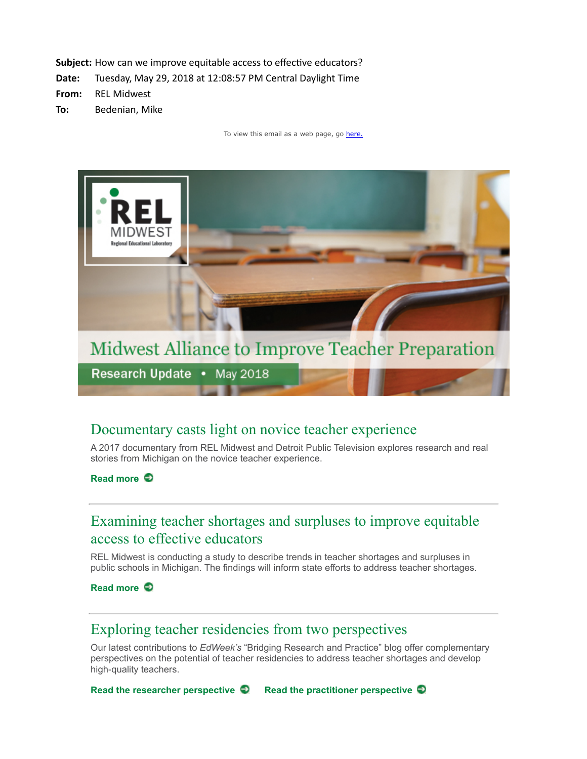**Subject:** How can we improve equitable access to effective educators?
**Date:** Tuesday, May 29, 2018 at 12:08:57 PM Central Daylight Time
**From:** REL Midwest
**To:** Bedenian, Mike

To view this email as a web page, go here.

REL MIDWEST
Regional Educational Laboratory

# Midwest Alliance to Improve Teacher Preparation

**Research Update • May 2018**

## Documentary casts light on novice teacher experience

A 2017 documentary from REL Midwest and Detroit Public Television explores research and real stories from Michigan on the novice teacher experience.

**Read more**

---

## Examining teacher shortages and surpluses to improve equitable access to effective educators

REL Midwest is conducting a study to describe trends in teacher shortages and surpluses in public schools in Michigan. The findings will inform state efforts to address teacher shortages.

**Read more**

---

## Exploring teacher residencies from two perspectives

Our latest contributions to *EdWeek's* "Bridging Research and Practice" blog offer complementary perspectives on the potential of teacher residencies to address teacher shortages and develop high-quality teachers.

**Read the researcher perspective** **Read the practitioner perspective**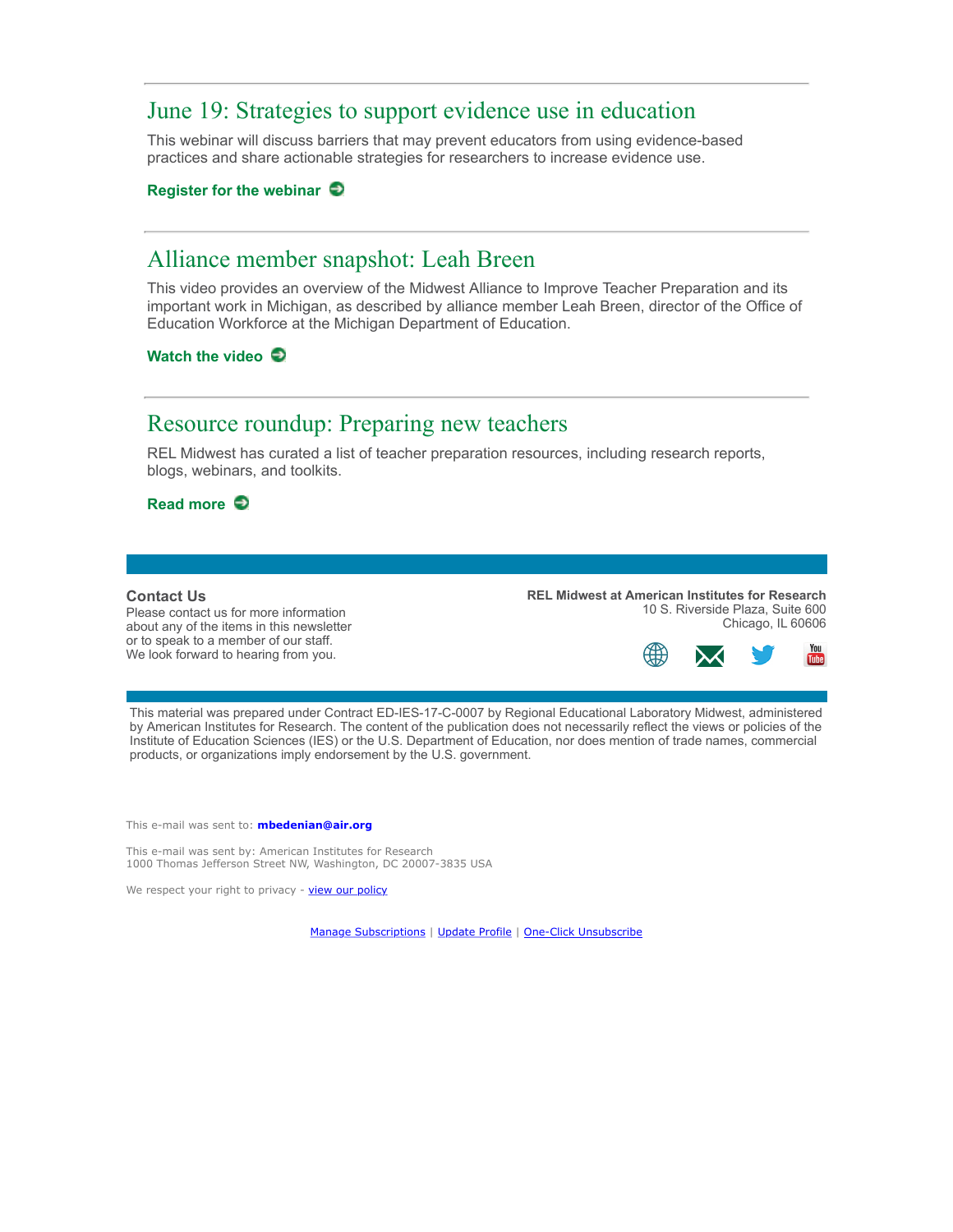## June 19: Strategies to support evidence use in education

This webinar will discuss barriers that may prevent educators from using evidence-based practices and share actionable strategies for researchers to increase evidence use.

**Register for the webinar**

## Alliance member snapshot: Leah Breen

This video provides an overview of the Midwest Alliance to Improve Teacher Preparation and its important work in Michigan, as described by alliance member Leah Breen, director of the Office of Education Workforce at the Michigan Department of Education.

**Watch the video**

## Resource roundup: Preparing new teachers

REL Midwest has curated a list of teacher preparation resources, including research reports, blogs, webinars, and toolkits.

**Read more**

**Contact Us**

Please contact us for more information about any of the items in this newsletter or to speak to a member of our staff. We look forward to hearing from you.

**REL Midwest at American Institutes for Research**
10 S. Riverside Plaza, Suite 600
Chicago, IL 60606

This material was prepared under Contract ED-IES-17-C-0007 by Regional Educational Laboratory Midwest, administered by American Institutes for Research. The content of the publication does not necessarily reflect the views or policies of the Institute of Education Sciences (IES) or the U.S. Department of Education, nor does mention of trade names, commercial products, or organizations imply endorsement by the U.S. government.

This e-mail was sent to: **mbedenian@air.org**

This e-mail was sent by: American Institutes for Research
1000 Thomas Jefferson Street NW, Washington, DC 20007-3835 USA

We respect your right to privacy - view our policy

Manage Subscriptions | Update Profile | One-Click Unsubscribe